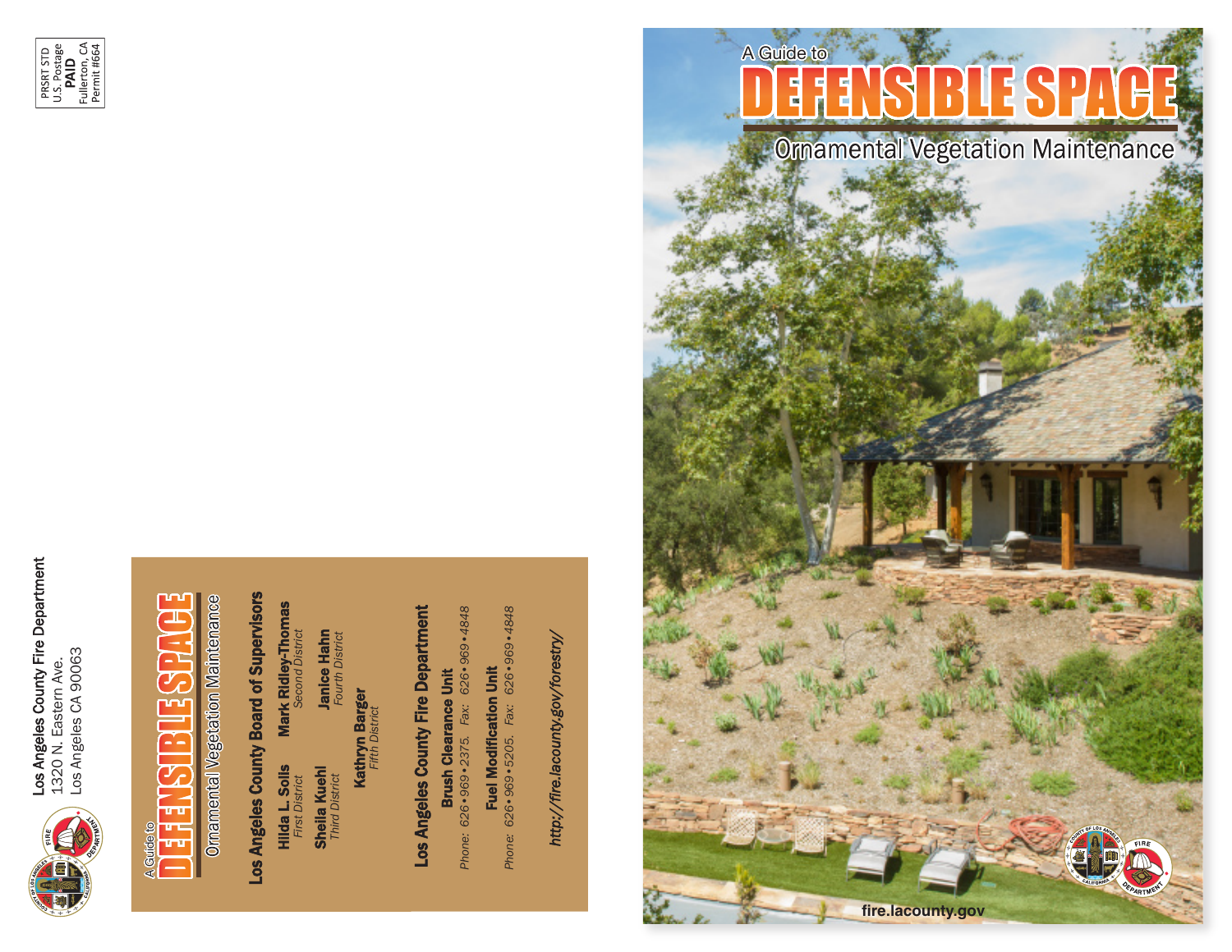PRSRT STD
U.S. Postage
**PAID**
Fullerton, CA
Permit #664

**Los Angeles County Fire Department**
1320 N. Eastern Ave.
Los Angeles CA 90063

A Guide to

# DEFENSIBLE SPACE

## Ornamental Vegetation Maintenance

### Los Angeles County Board of Supervisors

**Hilda L. Solis**
*First District*

**Mark Ridley-Thomas**
*Second District*

**Sheila Kuehl**
*Third District*

**Janice Hahn**
*Fourth District*

**Kathryn Barger**
*Fifth District*

### Los Angeles County Fire Department

**Brush Clearance Unit**
*Phone:* 626•969•2375. *Fax:* 626•969•4848

**Fuel Modification Unit**
*Phone:* 626•969•5205. *Fax:* 626•969•4848

***http://fire.lacounty.gov/forestry/***

A Guide to

# DEFENSIBLE SPACE

## Ornamental Vegetation Maintenance

**fire.lacounty.gov**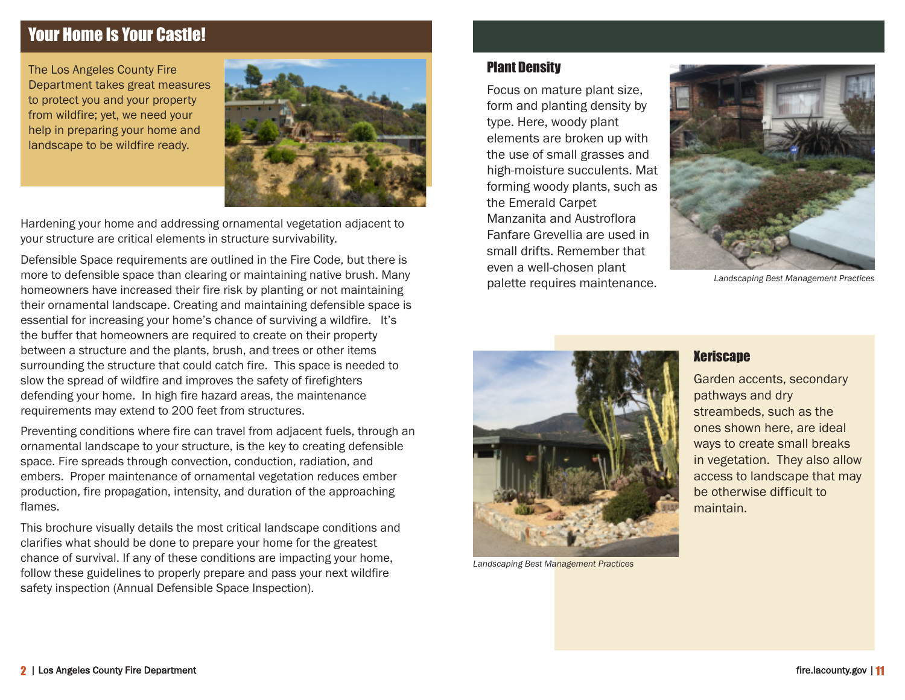## Your Home Is Your Castle!

The Los Angeles County Fire Department takes great measures to protect you and your property from wildfire; yet, we need your help in preparing your home and landscape to be wildfire ready.

Hardening your home and addressing ornamental vegetation adjacent to your structure are critical elements in structure survivability.

Defensible Space requirements are outlined in the Fire Code, but there is more to defensible space than clearing or maintaining native brush. Many homeowners have increased their fire risk by planting or not maintaining their ornamental landscape. Creating and maintaining defensible space is essential for increasing your home's chance of surviving a wildfire. It's the buffer that homeowners are required to create on their property between a structure and the plants, brush, and trees or other items surrounding the structure that could catch fire. This space is needed to slow the spread of wildfire and improves the safety of firefighters defending your home. In high fire hazard areas, the maintenance requirements may extend to 200 feet from structures.

Preventing conditions where fire can travel from adjacent fuels, through an ornamental landscape to your structure, is the key to creating defensible space. Fire spreads through convection, conduction, radiation, and embers. Proper maintenance of ornamental vegetation reduces ember production, fire propagation, intensity, and duration of the approaching flames.

This brochure visually details the most critical landscape conditions and clarifies what should be done to prepare your home for the greatest chance of survival. If any of these conditions are impacting your home, follow these guidelines to properly prepare and pass your next wildfire safety inspection (Annual Defensible Space Inspection).

### Plant Density

Focus on mature plant size, form and planting density by type. Here, woody plant elements are broken up with the use of small grasses and high-moisture succulents. Mat forming woody plants, such as the Emerald Carpet Manzanita and Austroflora Fanfare Grevellia are used in small drifts. Remember that even a well-chosen plant palette requires maintenance.

*Landscaping Best Management Practices*

### Xeriscape

Garden accents, secondary pathways and dry streambeds, such as the ones shown here, are ideal ways to create small breaks in vegetation. They also allow access to landscape that may be otherwise difficult to maintain.

*Landscaping Best Management Practices*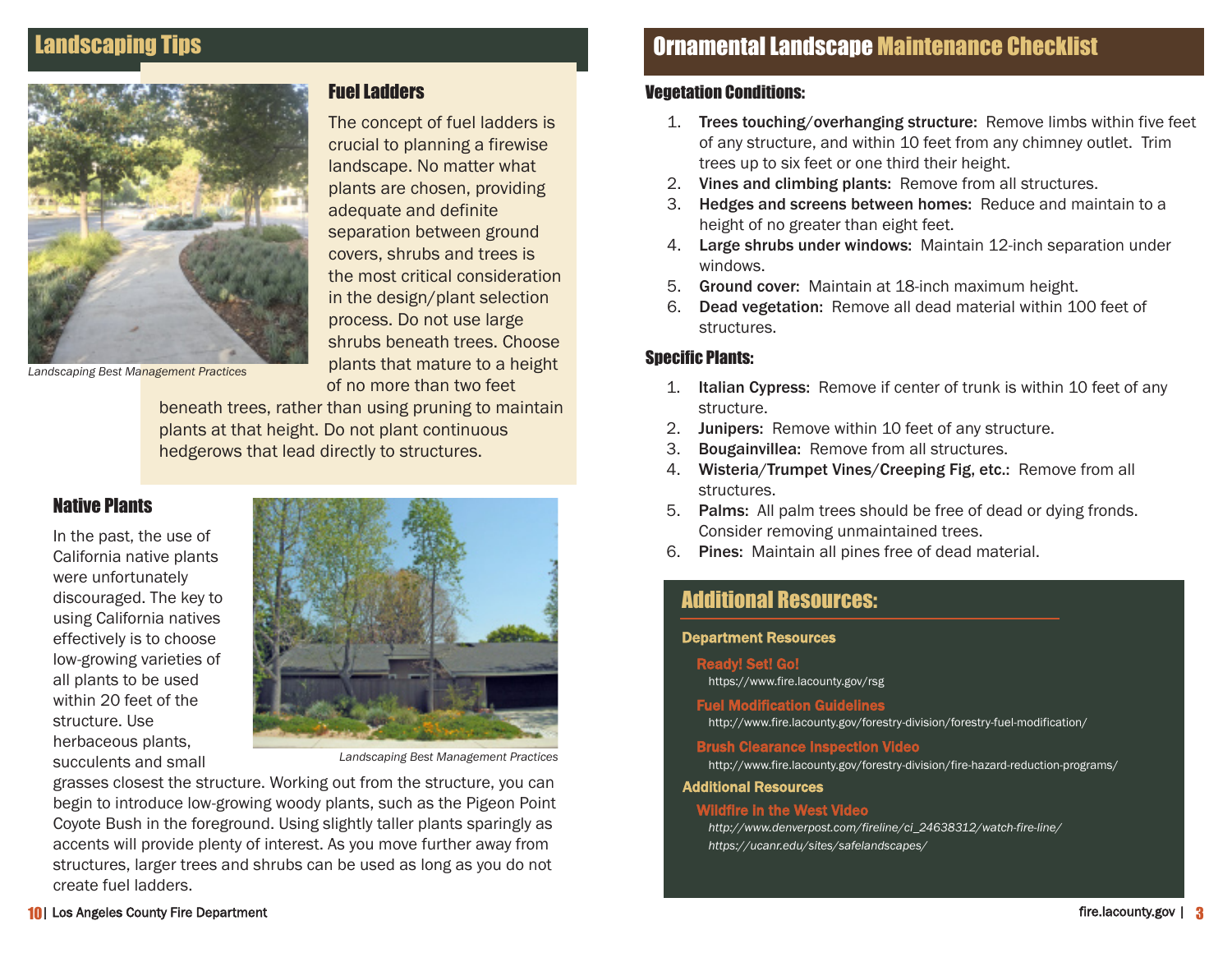## Landscaping Tips

### Fuel Ladders

The concept of fuel ladders is crucial to planning a firewise landscape. No matter what plants are chosen, providing adequate and definite separation between ground covers, shrubs and trees is the most critical consideration in the design/plant selection process. Do not use large shrubs beneath trees. Choose plants that mature to a height of no more than two feet beneath trees, rather than using pruning to maintain plants at that height. Do not plant continuous hedgerows that lead directly to structures.

*Landscaping Best Management Practices*

### Native Plants

In the past, the use of California native plants were unfortunately discouraged. The key to using California natives effectively is to choose low-growing varieties of all plants to be used within 20 feet of the structure. Use herbaceous plants, succulents and small grasses closest the structure. Working out from the structure, you can begin to introduce low-growing woody plants, such as the Pigeon Point Coyote Bush in the foreground. Using slightly taller plants sparingly as accents will provide plenty of interest. As you move further away from structures, larger trees and shrubs can be used as long as you do not create fuel ladders.

*Landscaping Best Management Practices*

## Ornamental Landscape Maintenance Checklist

### Vegetation Conditions:

1. **Trees touching/overhanging structure:** Remove limbs within five feet of any structure, and within 10 feet from any chimney outlet. Trim trees up to six feet or one third their height.
2. **Vines and climbing plants:** Remove from all structures.
3. **Hedges and screens between homes:** Reduce and maintain to a height of no greater than eight feet.
4. **Large shrubs under windows:** Maintain 12-inch separation under windows.
5. **Ground cover:** Maintain at 18-inch maximum height.
6. **Dead vegetation:** Remove all dead material within 100 feet of structures.

### Specific Plants:

1. **Italian Cypress:** Remove if center of trunk is within 10 feet of any structure.
2. **Junipers:** Remove within 10 feet of any structure.
3. **Bougainvillea:** Remove from all structures.
4. **Wisteria/Trumpet Vines/Creeping Fig, etc.:** Remove from all structures.
5. **Palms:** All palm trees should be free of dead or dying fronds. Consider removing unmaintained trees.
6. **Pines:** Maintain all pines free of dead material.

## Additional Resources:

**Department Resources**

**Ready! Set! Go!**
https://www.fire.lacounty.gov/rsg

**Fuel Modification Guidelines**
http://www.fire.lacounty.gov/forestry-division/forestry-fuel-modification/

**Brush Clearance Inspection Video**
http://www.fire.lacounty.gov/forestry-division/fire-hazard-reduction-programs/

**Additional Resources**

**Wildfire in the West Video**
*http://www.denverpost.com/fireline/ci_24638312/watch-fire-line/*
*https://ucanr.edu/sites/safelandscapes/*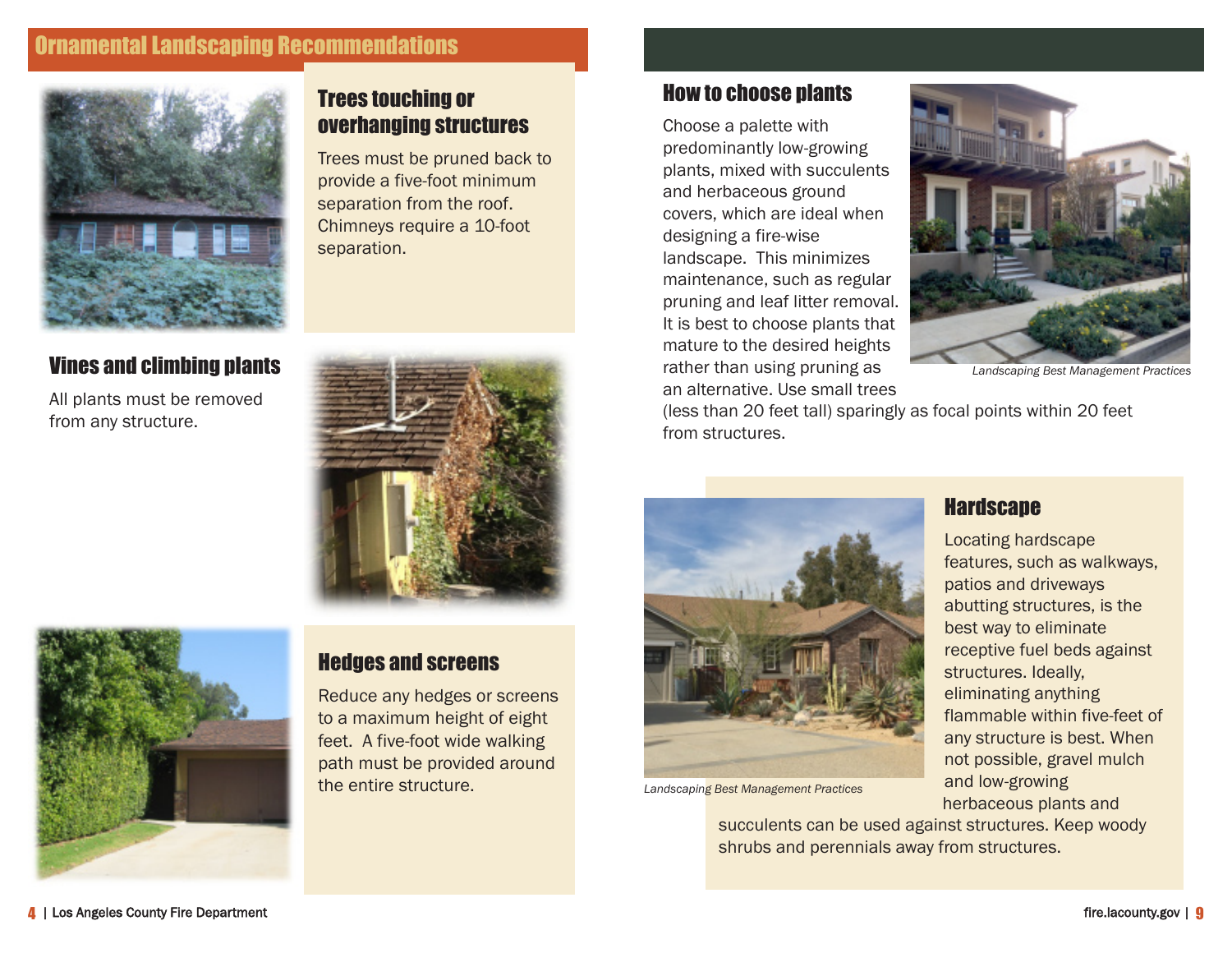## Ornamental Landscaping Recommendations

### Trees touching or overhanging structures

Trees must be pruned back to provide a five-foot minimum separation from the roof. Chimneys require a 10-foot separation.

### Vines and climbing plants

All plants must be removed from any structure.

### Hedges and screens

Reduce any hedges or screens to a maximum height of eight feet. A five-foot wide walking path must be provided around the entire structure.

### How to choose plants

Choose a palette with predominantly low-growing plants, mixed with succulents and herbaceous ground covers, which are ideal when designing a fire-wise landscape. This minimizes maintenance, such as regular pruning and leaf litter removal. It is best to choose plants that mature to the desired heights rather than using pruning as an alternative. Use small trees (less than 20 feet tall) sparingly as focal points within 20 feet from structures.

*Landscaping Best Management Practices*

### Hardscape

Locating hardscape features, such as walkways, patios and driveways abutting structures, is the best way to eliminate receptive fuel beds against structures. Ideally, eliminating anything flammable within five-feet of any structure is best. When not possible, gravel mulch and low-growing herbaceous plants and succulents can be used against structures. Keep woody shrubs and perennials away from structures.

*Landscaping Best Management Practices*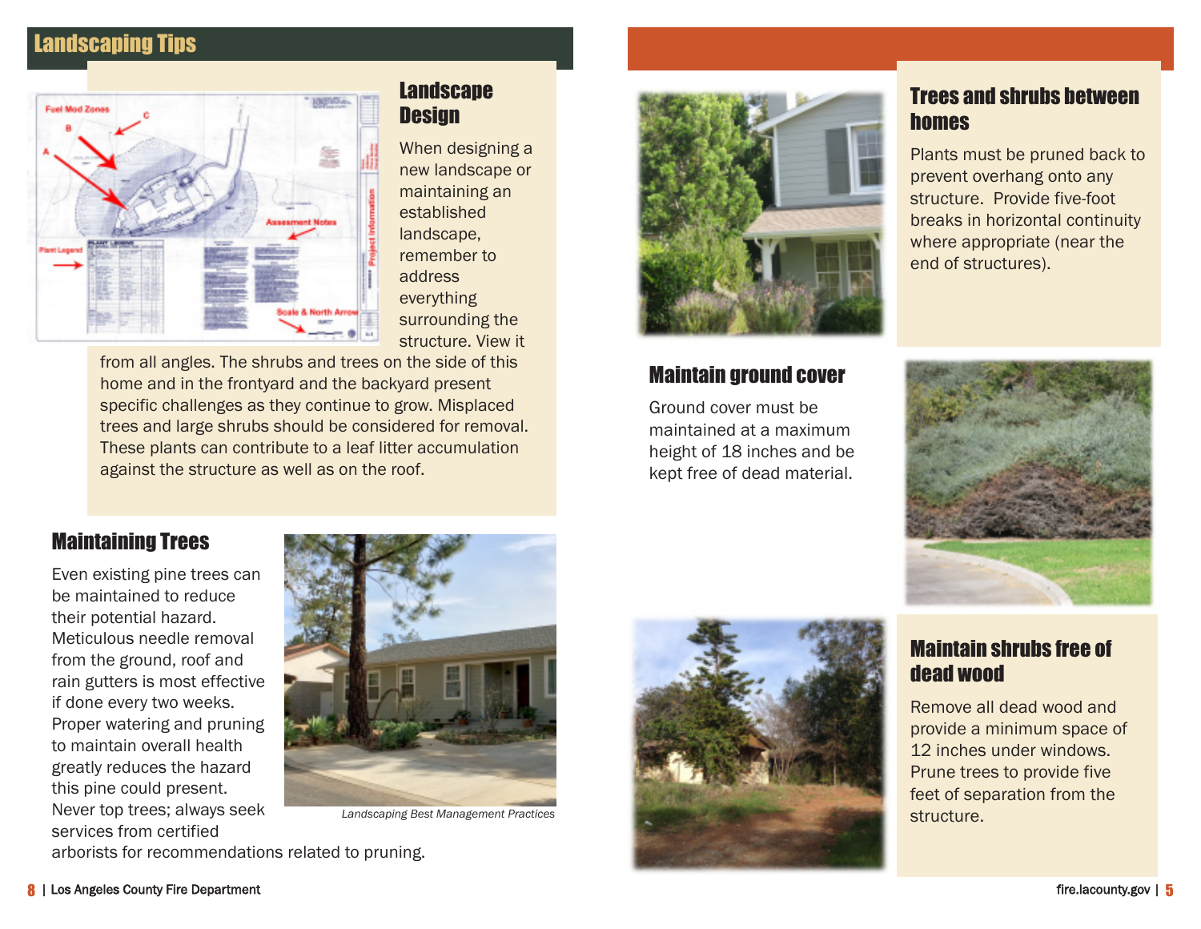## Landscaping Tips

### Landscape Design

When designing a new landscape or maintaining an established landscape, remember to address everything surrounding the structure. View it from all angles. The shrubs and trees on the side of this home and in the frontyard and the backyard present specific challenges as they continue to grow. Misplaced trees and large shrubs should be considered for removal. These plants can contribute to a leaf litter accumulation against the structure as well as on the roof.

### Maintaining Trees

Even existing pine trees can be maintained to reduce their potential hazard. Meticulous needle removal from the ground, roof and rain gutters is most effective if done every two weeks. Proper watering and pruning to maintain overall health greatly reduces the hazard this pine could present. Never top trees; always seek services from certified arborists for recommendations related to pruning.

*Landscaping Best Management Practices*

### Trees and shrubs between homes

Plants must be pruned back to prevent overhang onto any structure. Provide five-foot breaks in horizontal continuity where appropriate (near the end of structures).

### Maintain ground cover

Ground cover must be maintained at a maximum height of 18 inches and be kept free of dead material.

### Maintain shrubs free of dead wood

Remove all dead wood and provide a minimum space of 12 inches under windows. Prune trees to provide five feet of separation from the structure.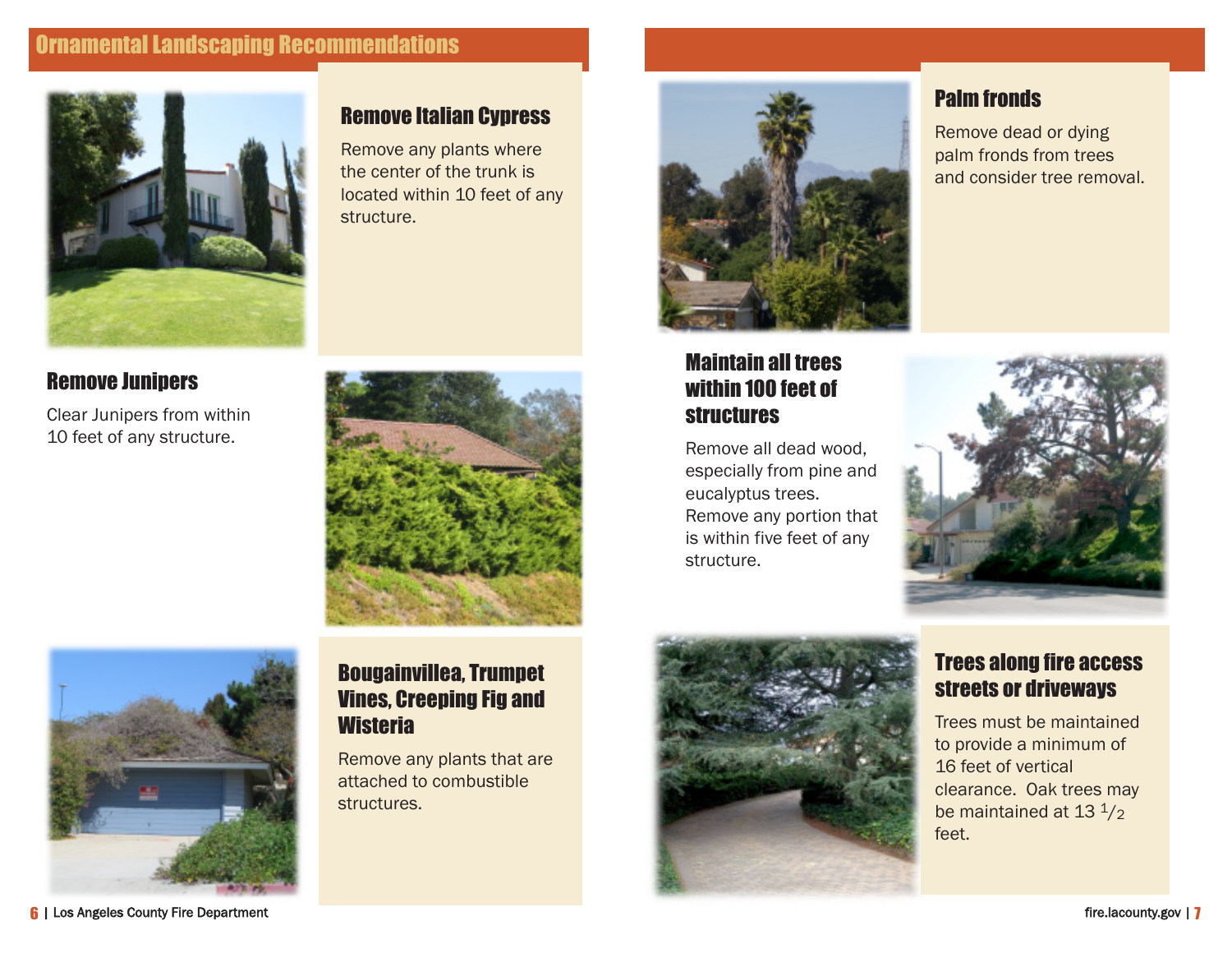## Ornamental Landscaping Recommendations

### Remove Italian Cypress

Remove any plants where the center of the trunk is located within 10 feet of any structure.

### Remove Junipers

Clear Junipers from within 10 feet of any structure.

### Bougainvillea, Trumpet Vines, Creeping Fig and Wisteria

Remove any plants that are attached to combustible structures.

### Palm fronds

Remove dead or dying palm fronds from trees and consider tree removal.

### Maintain all trees within 100 feet of structures

Remove all dead wood, especially from pine and eucalyptus trees. Remove any portion that is within five feet of any structure.

### Trees along fire access streets or driveways

Trees must be maintained to provide a minimum of 16 feet of vertical clearance. Oak trees may be maintained at 13 $^{1}/_{2}$ feet.